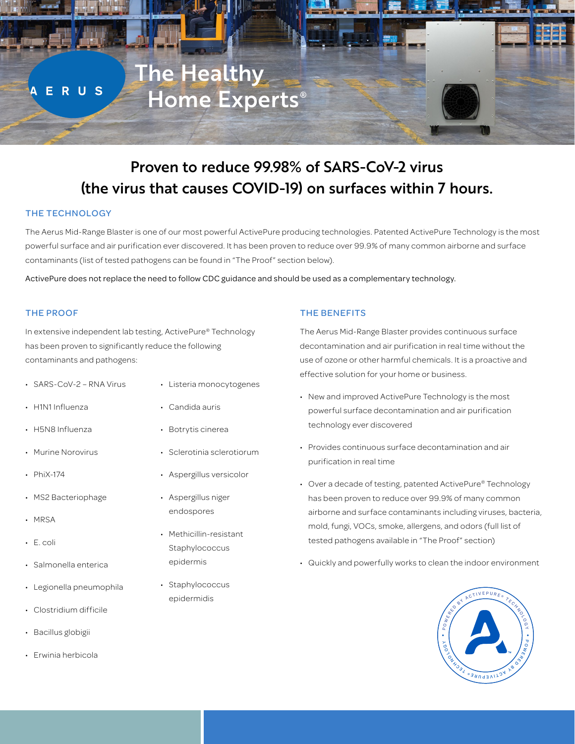AERUS

# The Healthy Home Experts®

## Proven to reduce 99.98% of SARS-CoV-2 virus (the virus that causes COVID-19) on surfaces within 7 hours.

### THE TECHNOLOGY

The Aerus Mid-Range Blaster is one of our most powerful ActivePure producing technologies. Patented ActivePure Technology is the most powerful surface and air purification ever discovered. It has been proven to reduce over 99.9% of many common airborne and surface contaminants (list of tested pathogens can be found in "The Proof" section below).

ActivePure does not replace the need to follow CDC guidance and should be used as a complementary technology.

### THE PROOF

In extensive independent lab testing, ActivePure® Technology has been proven to significantly reduce the following contaminants and pathogens:

- SARS-CoV-2 – RNA Virus
- H1N1 Influenza
- H5N8 Influenza
- Murine Norovirus
- PhiX-174
- MS2 Bacteriophage
- MRSA
- E. coli
- Salmonella enterica
- Legionella pneumophila
- Clostridium difficile
- Bacillus globigii
- Erwinia herbicola
- Listeria monocytogenes
- Candida auris
- Botrytis cinerea
- Sclerotinia sclerotiorum
- Aspergillus versicolor
- Aspergillus niger endospores
- Methicillin-resistant Staphylococcus epidermis
- Staphylococcus epidermidis

### THE BENEFITS

The Aerus Mid-Range Blaster provides continuous surface decontamination and air purification in real time without the use of ozone or other harmful chemicals. It is a proactive and effective solution for your home or business.

- New and improved ActivePure Technology is the most powerful surface decontamination and air purification technology ever discovered
- Provides continuous surface decontamination and air purification in real time
- Over a decade of testing, patented ActivePure® Technology has been proven to reduce over 99.9% of many common airborne and surface contaminants including viruses, bacteria, mold, fungi, VOCs, smoke, allergens, and odors (full list of tested pathogens available in "The Proof" section)
- Quickly and powerfully works to clean the indoor environment

POWERED BY ACTIVEPURE® TECHNOLOGY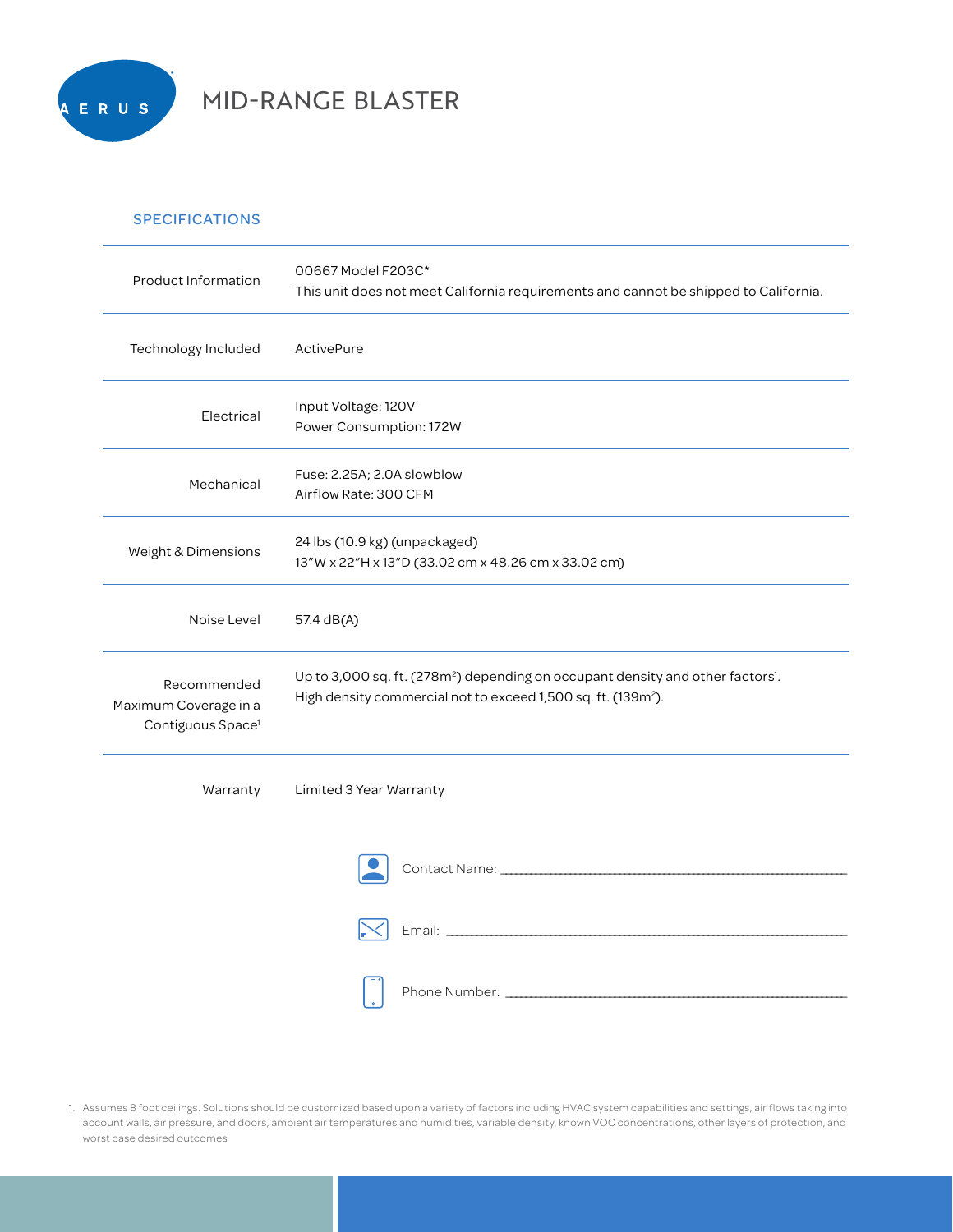# MID-RANGE BLASTER

## SPECIFICATIONS

| | |
|---|---|
| Product Information | 00667 Model F203C*<br>This unit does not meet California requirements and cannot be shipped to California. |
| Technology Included | ActivePure |
| Electrical | Input Voltage: 120V<br>Power Consumption: 172W |
| Mechanical | Fuse: 2.25A; 2.0A slowblow<br>Airflow Rate: 300 CFM |
| Weight & Dimensions | 24 lbs (10.9 kg) (unpackaged)<br>13"W x 22"H x 13"D (33.02 cm x 48.26 cm x 33.02 cm) |
| Noise Level | 57.4 dB(A) |
| Recommended Maximum Coverage in a Contiguous Space[1] | Up to 3,000 sq. ft. (278m²) depending on occupant density and other factors[1].<br>High density commercial not to exceed 1,500 sq. ft. (139m²). |
| Warranty | Limited 3 Year Warranty |

Contact Name: ______________________________

Email: ______________________________

Phone Number: ______________________________

1. Assumes 8 foot ceilings. Solutions should be customized based upon a variety of factors including HVAC system capabilities and settings, air flows taking into account walls, air pressure, and doors, ambient air temperatures and humidities, variable density, known VOC concentrations, other layers of protection, and worst case desired outcomes